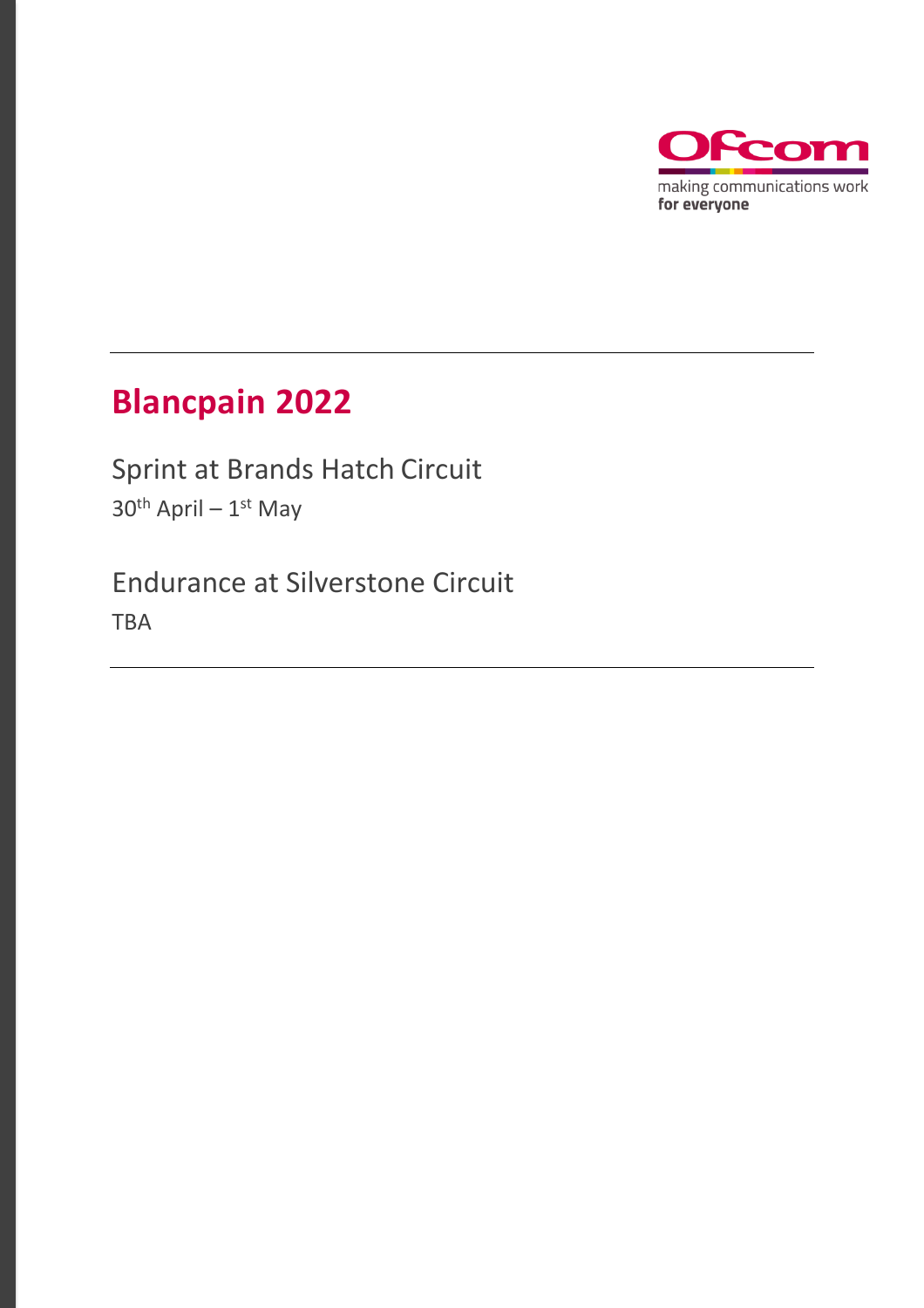# Blancpain 2022

## Sprint at Brands Hatch Circuit

30th April – 1st May

## Endurance at Silverstone Circuit

TBA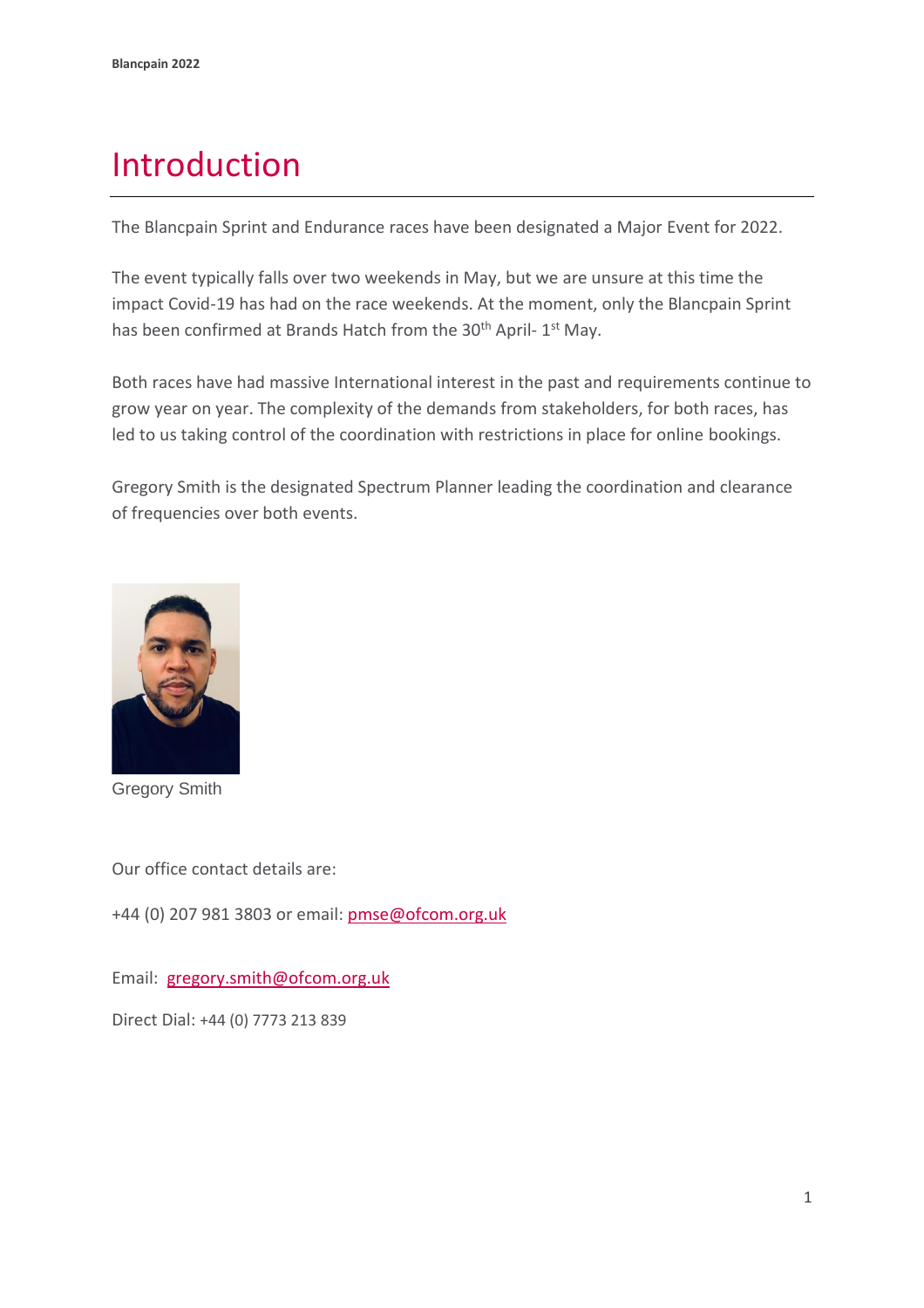# Introduction

The Blancpain Sprint and Endurance races have been designated a Major Event for 2022.

The event typically falls over two weekends in May, but we are unsure at this time the impact Covid-19 has had on the race weekends. At the moment, only the Blancpain Sprint has been confirmed at Brands Hatch from the 30th April- 1st May.

Both races have had massive International interest in the past and requirements continue to grow year on year. The complexity of the demands from stakeholders, for both races, has led to us taking control of the coordination with restrictions in place for online bookings.

Gregory Smith is the designated Spectrum Planner leading the coordination and clearance of frequencies over both events.

Gregory Smith

Our office contact details are:

+44 (0) 207 981 3803 or email: pmse@ofcom.org.uk

Email: gregory.smith@ofcom.org.uk

Direct Dial: +44 (0) 7773 213 839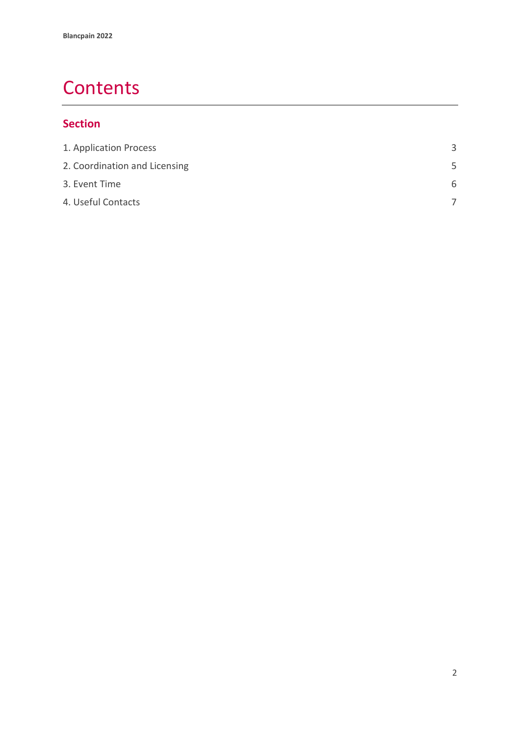# Contents

## Section

| | |
|---|---|
| 1. Application Process | 3 |
| 2. Coordination and Licensing | 5 |
| 3. Event Time | 6 |
| 4. Useful Contacts | 7 |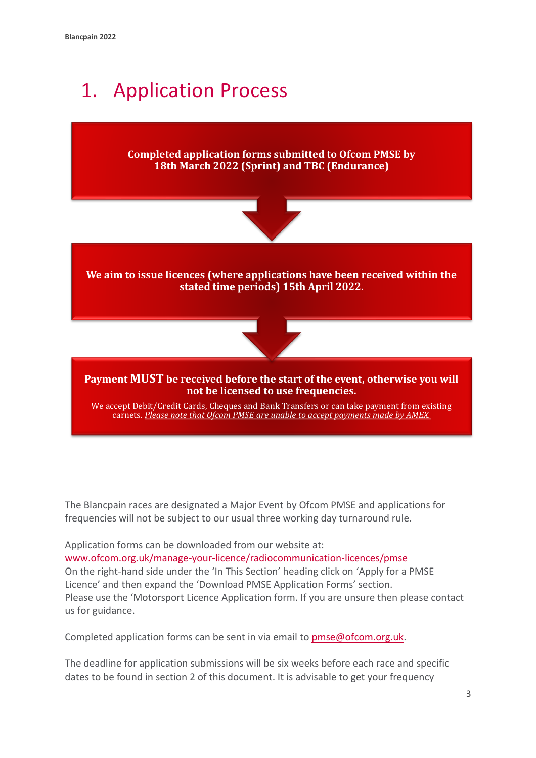# 1. Application Process

**Completed application forms submitted to Ofcom PMSE by 18th March 2022 (Sprint) and TBC (Endurance)**

**We aim to issue licences (where applications have been received within the stated time periods) 15th April 2022.**

**Payment MUST be received before the start of the event, otherwise you will not be licensed to use frequencies.**

We accept Debit/Credit Cards, Cheques and Bank Transfers or can take payment from existing carnets. *Please note that Ofcom PMSE are unable to accept payments made by AMEX.*

The Blancpain races are designated a Major Event by Ofcom PMSE and applications for frequencies will not be subject to our usual three working day turnaround rule.

Application forms can be downloaded from our website at:
www.ofcom.org.uk/manage-your-licence/radiocommunication-licences/pmse
On the right-hand side under the 'In This Section' heading click on 'Apply for a PMSE Licence' and then expand the 'Download PMSE Application Forms' section.
Please use the 'Motorsport Licence Application form. If you are unsure then please contact us for guidance.

Completed application forms can be sent in via email to pmse@ofcom.org.uk.

The deadline for application submissions will be six weeks before each race and specific dates to be found in section 2 of this document. It is advisable to get your frequency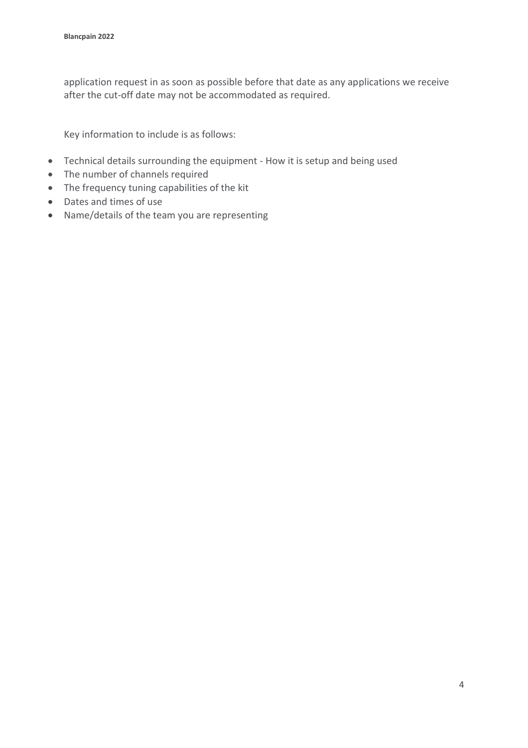application request in as soon as possible before that date as any applications we receive after the cut-off date may not be accommodated as required.

Key information to include is as follows:

- Technical details surrounding the equipment - How it is setup and being used
- The number of channels required
- The frequency tuning capabilities of the kit
- Dates and times of use
- Name/details of the team you are representing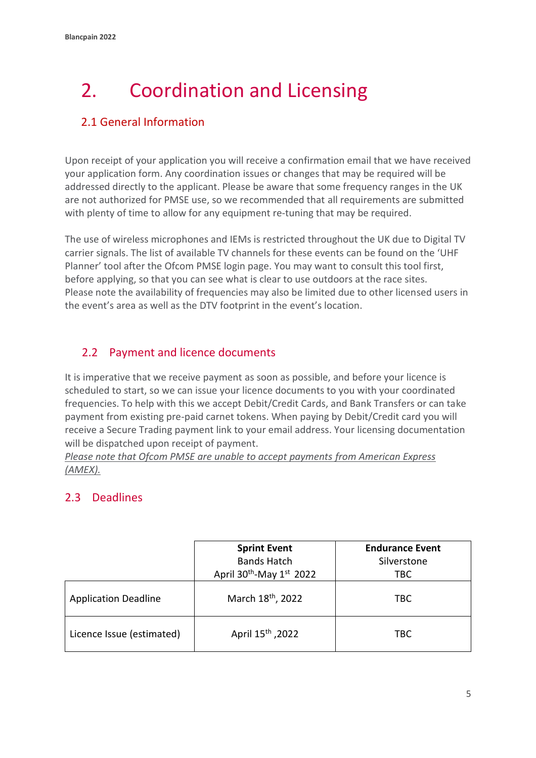# 2. Coordination and Licensing

## 2.1 General Information

Upon receipt of your application you will receive a confirmation email that we have received your application form. Any coordination issues or changes that may be required will be addressed directly to the applicant. Please be aware that some frequency ranges in the UK are not authorized for PMSE use, so we recommended that all requirements are submitted with plenty of time to allow for any equipment re-tuning that may be required.

The use of wireless microphones and IEMs is restricted throughout the UK due to Digital TV carrier signals. The list of available TV channels for these events can be found on the 'UHF Planner' tool after the Ofcom PMSE login page. You may want to consult this tool first, before applying, so that you can see what is clear to use outdoors at the race sites. Please note the availability of frequencies may also be limited due to other licensed users in the event's area as well as the DTV footprint in the event's location.

## 2.2 Payment and licence documents

It is imperative that we receive payment as soon as possible, and before your licence is scheduled to start, so we can issue your licence documents to you with your coordinated frequencies. To help with this we accept Debit/Credit Cards, and Bank Transfers or can take payment from existing pre-paid carnet tokens. When paying by Debit/Credit card you will receive a Secure Trading payment link to your email address. Your licensing documentation will be dispatched upon receipt of payment.

*Please note that Ofcom PMSE are unable to accept payments from American Express (AMEX).*

## 2.3 Deadlines

| | **Sprint Event** Bands Hatch April 30th-May 1st 2022 | **Endurance Event** Silverstone TBC |
|---|---|---|
| Application Deadline | March 18th, 2022 | TBC |
| Licence Issue (estimated) | April 15th ,2022 | TBC |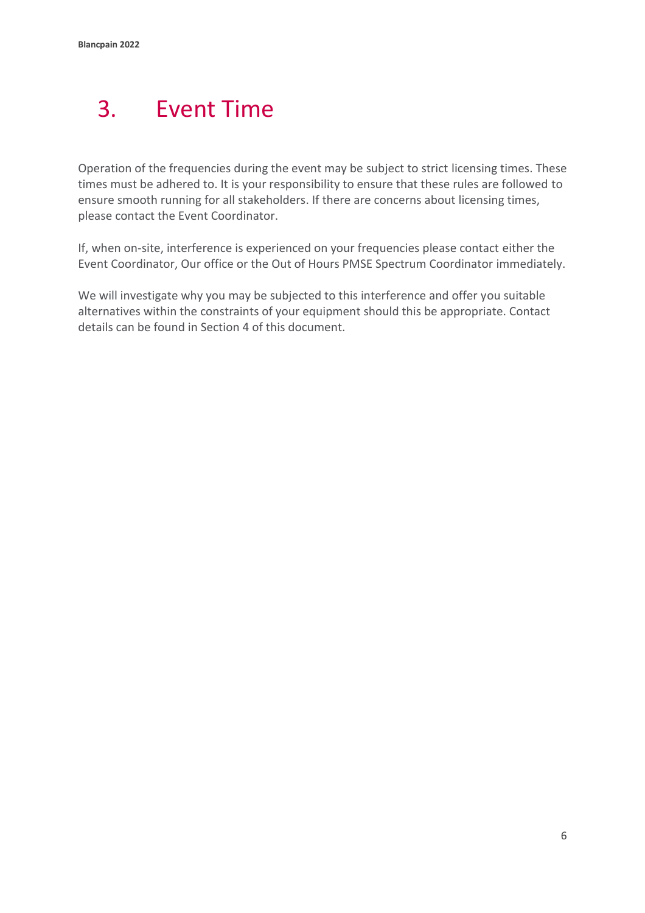# 3. Event Time

Operation of the frequencies during the event may be subject to strict licensing times. These times must be adhered to. It is your responsibility to ensure that these rules are followed to ensure smooth running for all stakeholders. If there are concerns about licensing times, please contact the Event Coordinator.

If, when on-site, interference is experienced on your frequencies please contact either the Event Coordinator, Our office or the Out of Hours PMSE Spectrum Coordinator immediately.

We will investigate why you may be subjected to this interference and offer you suitable alternatives within the constraints of your equipment should this be appropriate. Contact details can be found in Section 4 of this document.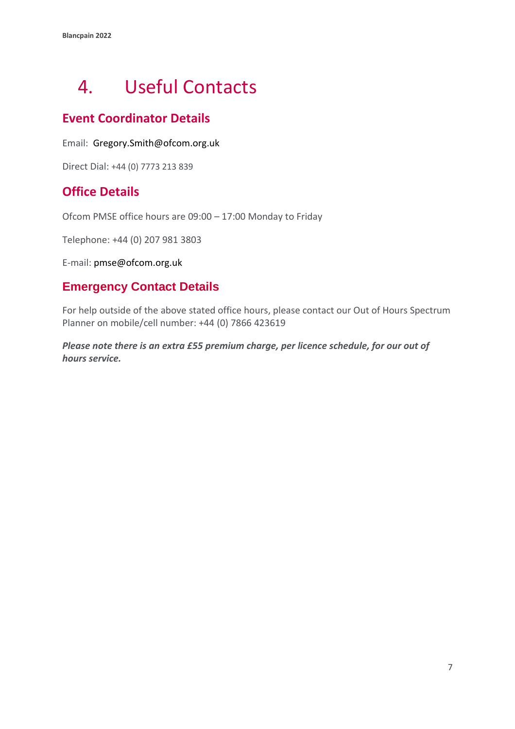# 4. Useful Contacts

## Event Coordinator Details

Email: Gregory.Smith@ofcom.org.uk

Direct Dial: +44 (0) 7773 213 839

## Office Details

Ofcom PMSE office hours are 09:00 – 17:00 Monday to Friday

Telephone: +44 (0) 207 981 3803

E-mail: pmse@ofcom.org.uk

## Emergency Contact Details

For help outside of the above stated office hours, please contact our Out of Hours Spectrum Planner on mobile/cell number: +44 (0) 7866 423619

***Please note there is an extra £55 premium charge, per licence schedule, for our out of hours service.***